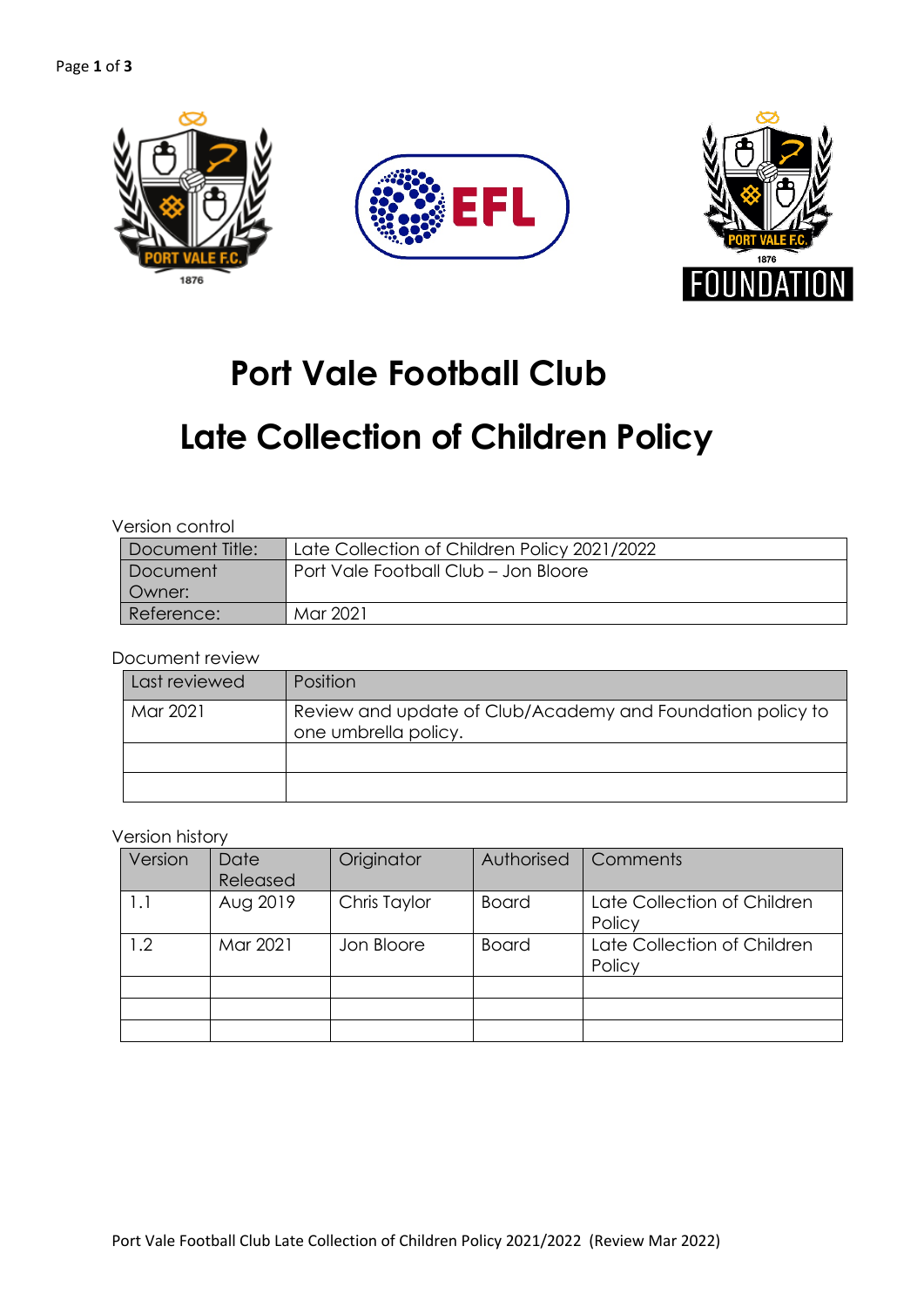# Port Vale Football Club

# Late Collection of Children Policy

Version control

| Document Title: | Late Collection of Children Policy 2021/2022 |
|---|---|
| Document Owner: | Port Vale Football Club – Jon Bloore |
| Reference: | Mar 2021 |

Document review

| Last reviewed | Position |
|---|---|
| Mar 2021 | Review and update of Club/Academy and Foundation policy to one umbrella policy. |
| | |
| | |

Version history

| Version | Date Released | Originator | Authorised | Comments |
|---|---|---|---|---|
| 1.1 | Aug 2019 | Chris Taylor | Board | Late Collection of Children Policy |
| 1.2 | Mar 2021 | Jon Bloore | Board | Late Collection of Children Policy |
| | | | | |
| | | | | |
| | | | | |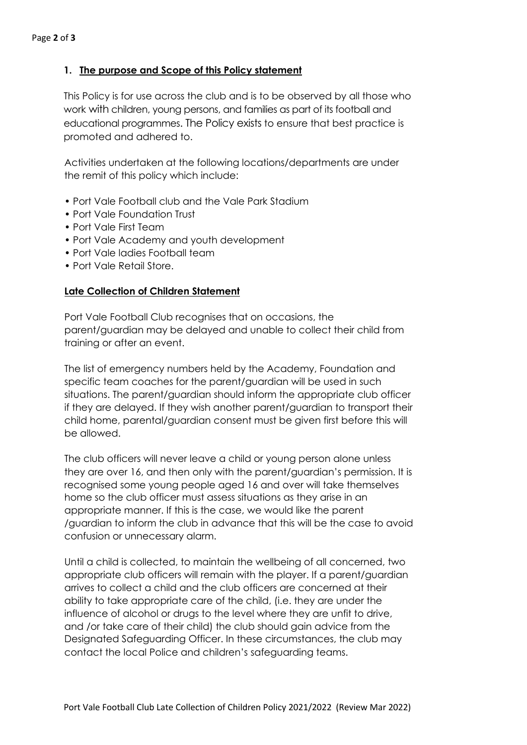## 1. The purpose and Scope of this Policy statement

This Policy is for use across the club and is to be observed by all those who work with children, young persons, and families as part of its football and educational programmes. The Policy exists to ensure that best practice is promoted and adhered to.

Activities undertaken at the following locations/departments are under the remit of this policy which include:

- Port Vale Football club and the Vale Park Stadium
- Port Vale Foundation Trust
- Port Vale First Team
- Port Vale Academy and youth development
- Port Vale ladies Football team
- Port Vale Retail Store.

## Late Collection of Children Statement

Port Vale Football Club recognises that on occasions, the parent/guardian may be delayed and unable to collect their child from training or after an event.

The list of emergency numbers held by the Academy, Foundation and specific team coaches for the parent/guardian will be used in such situations. The parent/guardian should inform the appropriate club officer if they are delayed. If they wish another parent/guardian to transport their child home, parental/guardian consent must be given first before this will be allowed.

The club officers will never leave a child or young person alone unless they are over 16, and then only with the parent/guardian's permission. It is recognised some young people aged 16 and over will take themselves home so the club officer must assess situations as they arise in an appropriate manner. If this is the case, we would like the parent /guardian to inform the club in advance that this will be the case to avoid confusion or unnecessary alarm.

Until a child is collected, to maintain the wellbeing of all concerned, two appropriate club officers will remain with the player. If a parent/guardian arrives to collect a child and the club officers are concerned at their ability to take appropriate care of the child, (i.e. they are under the influence of alcohol or drugs to the level where they are unfit to drive, and /or take care of their child) the club should gain advice from the Designated Safeguarding Officer. In these circumstances, the club may contact the local Police and children's safeguarding teams.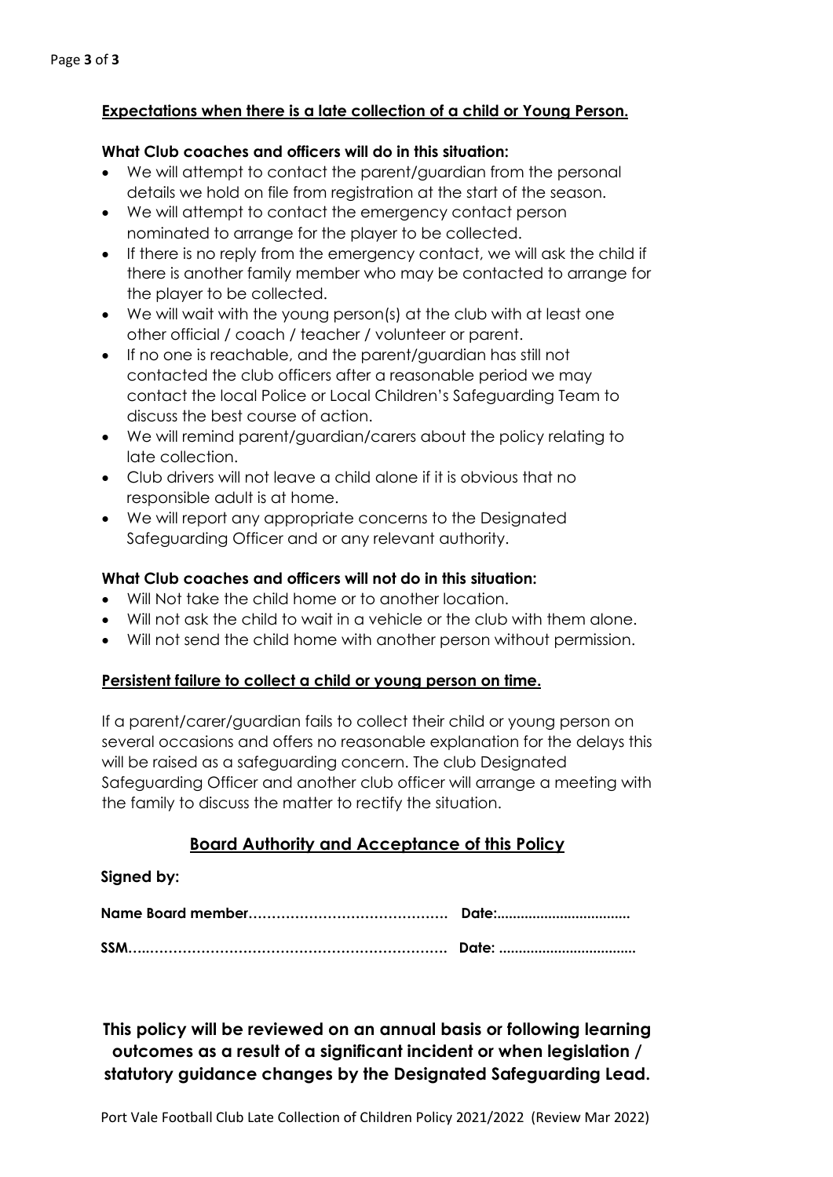## Expectations when there is a late collection of a child or Young Person.

**What Club coaches and officers will do in this situation:**

- We will attempt to contact the parent/guardian from the personal details we hold on file from registration at the start of the season.
- We will attempt to contact the emergency contact person nominated to arrange for the player to be collected.
- If there is no reply from the emergency contact, we will ask the child if there is another family member who may be contacted to arrange for the player to be collected.
- We will wait with the young person(s) at the club with at least one other official / coach / teacher / volunteer or parent.
- If no one is reachable, and the parent/guardian has still not contacted the club officers after a reasonable period we may contact the local Police or Local Children's Safeguarding Team to discuss the best course of action.
- We will remind parent/guardian/carers about the policy relating to late collection.
- Club drivers will not leave a child alone if it is obvious that no responsible adult is at home.
- We will report any appropriate concerns to the Designated Safeguarding Officer and or any relevant authority.

**What Club coaches and officers will not do in this situation:**

- Will Not take the child home or to another location.
- Will not ask the child to wait in a vehicle or the club with them alone.
- Will not send the child home with another person without permission.

## Persistent failure to collect a child or young person on time.

If a parent/carer/guardian fails to collect their child or young person on several occasions and offers no reasonable explanation for the delays this will be raised as a safeguarding concern. The club Designated Safeguarding Officer and another club officer will arrange a meeting with the family to discuss the matter to rectify the situation.

## Board Authority and Acceptance of this Policy

**Signed by:**

**Name Board member……………………………………. Date:................................**

**SSM…..………………………………………………………. Date: ..................................**

**This policy will be reviewed on an annual basis or following learning outcomes as a result of a significant incident or when legislation / statutory guidance changes by the Designated Safeguarding Lead.**

Port Vale Football Club Late Collection of Children Policy 2021/2022 (Review Mar 2022)